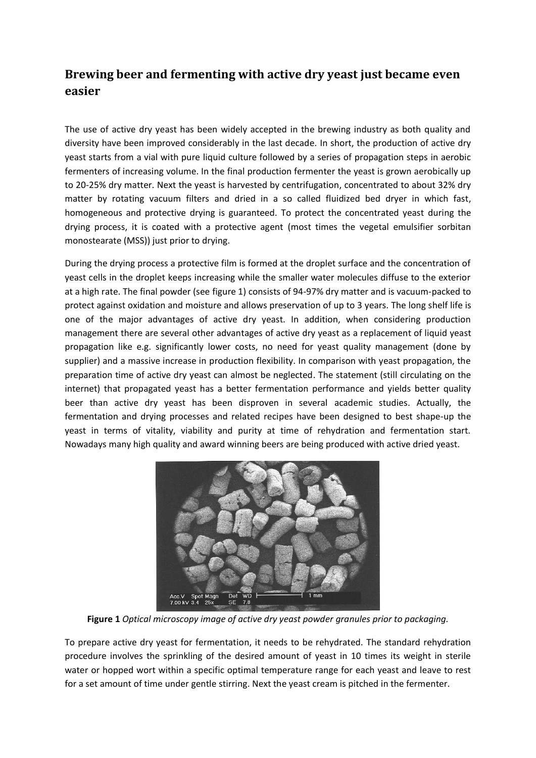# Brewing beer and fermenting with active dry yeast just became even easier

The use of active dry yeast has been widely accepted in the brewing industry as both quality and diversity have been improved considerably in the last decade. In short, the production of active dry yeast starts from a vial with pure liquid culture followed by a series of propagation steps in aerobic fermenters of increasing volume. In the final production fermenter the yeast is grown aerobically up to 20-25% dry matter. Next the yeast is harvested by centrifugation, concentrated to about 32% dry matter by rotating vacuum filters and dried in a so called fluidized bed dryer in which fast, homogeneous and protective drying is guaranteed. To protect the concentrated yeast during the drying process, it is coated with a protective agent (most times the vegetal emulsifier sorbitan monostearate (MSS)) just prior to drying.

During the drying process a protective film is formed at the droplet surface and the concentration of yeast cells in the droplet keeps increasing while the smaller water molecules diffuse to the exterior at a high rate. The final powder (see figure 1) consists of 94-97% dry matter and is vacuum-packed to protect against oxidation and moisture and allows preservation of up to 3 years. The long shelf life is one of the major advantages of active dry yeast. In addition, when considering production management there are several other advantages of active dry yeast as a replacement of liquid yeast propagation like e.g. significantly lower costs, no need for yeast quality management (done by supplier) and a massive increase in production flexibility. In comparison with yeast propagation, the preparation time of active dry yeast can almost be neglected. The statement (still circulating on the internet) that propagated yeast has a better fermentation performance and yields better quality beer than active dry yeast has been disproven in several academic studies. Actually, the fermentation and drying processes and related recipes have been designed to best shape-up the yeast in terms of vitality, viability and purity at time of rehydration and fermentation start. Nowadays many high quality and award winning beers are being produced with active dried yeast.

**Figure 1** *Optical microscopy image of active dry yeast powder granules prior to packaging.*

To prepare active dry yeast for fermentation, it needs to be rehydrated. The standard rehydration procedure involves the sprinkling of the desired amount of yeast in 10 times its weight in sterile water or hopped wort within a specific optimal temperature range for each yeast and leave to rest for a set amount of time under gentle stirring. Next the yeast cream is pitched in the fermenter.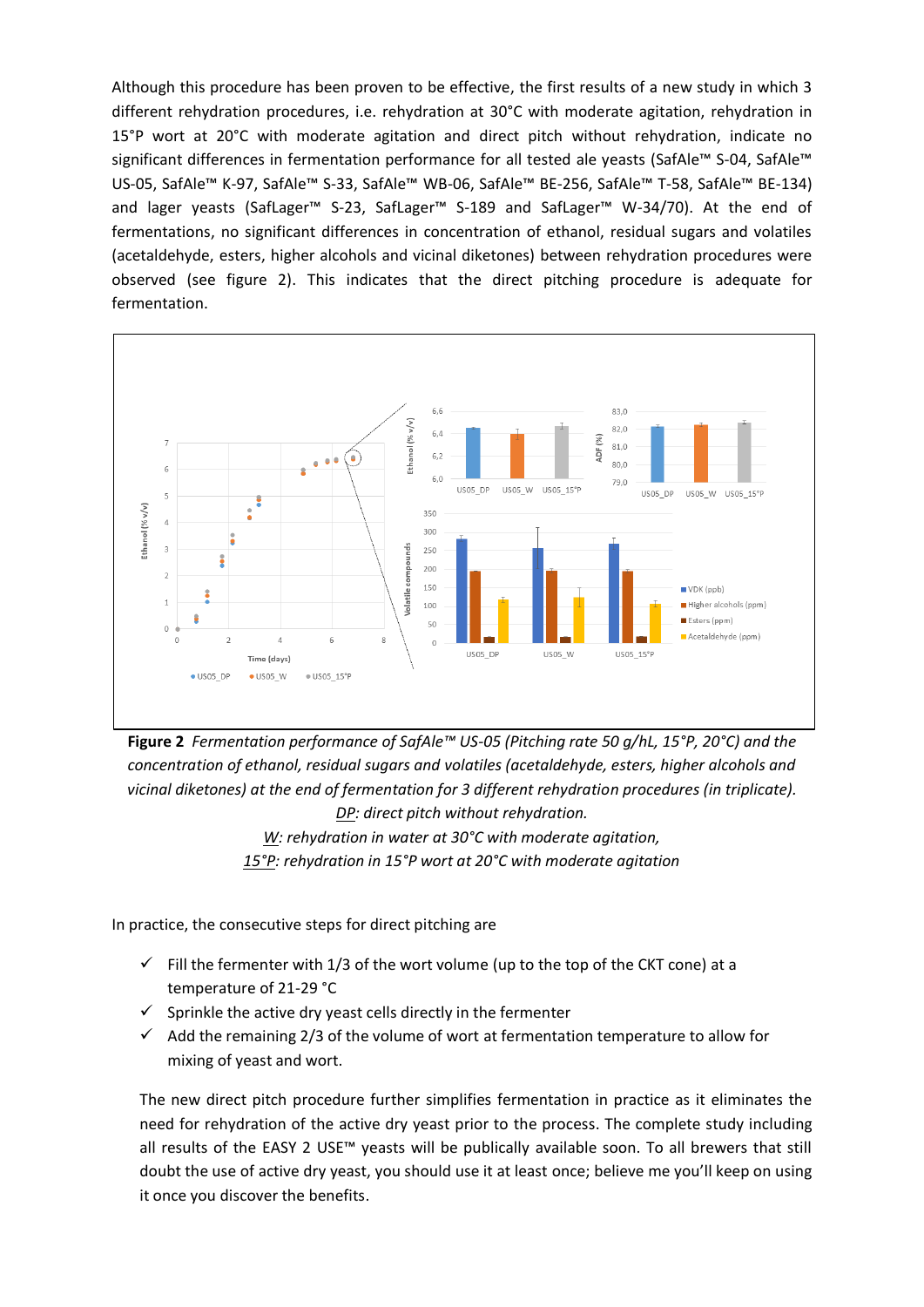Although this procedure has been proven to be effective, the first results of a new study in which 3 different rehydration procedures, i.e. rehydration at 30°C with moderate agitation, rehydration in 15°P wort at 20°C with moderate agitation and direct pitch without rehydration, indicate no significant differences in fermentation performance for all tested ale yeasts (SafAle™ S-04, SafAle™ US-05, SafAle™ K-97, SafAle™ S-33, SafAle™ WB-06, SafAle™ BE-256, SafAle™ T-58, SafAle™ BE-134) and lager yeasts (SafLager™ S-23, SafLager™ S-189 and SafLager™ W-34/70). At the end of fermentations, no significant differences in concentration of ethanol, residual sugars and volatiles (acetaldehyde, esters, higher alcohols and vicinal diketones) between rehydration procedures were observed (see figure 2). This indicates that the direct pitching procedure is adequate for fermentation.

**Figure 2** *Fermentation performance of SafAle™ US-05 (Pitching rate 50 g/hL, 15°P, 20°C) and the concentration of ethanol, residual sugars and volatiles (acetaldehyde, esters, higher alcohols and vicinal diketones) at the end of fermentation for 3 different rehydration procedures (in triplicate).*
*DP: direct pitch without rehydration.*
*W: rehydration in water at 30°C with moderate agitation,*
*15°P: rehydration in 15°P wort at 20°C with moderate agitation*

In practice, the consecutive steps for direct pitching are

- ✓ Fill the fermenter with 1/3 of the wort volume (up to the top of the CKT cone) at a temperature of 21-29 °C
- ✓ Sprinkle the active dry yeast cells directly in the fermenter
- ✓ Add the remaining 2/3 of the volume of wort at fermentation temperature to allow for mixing of yeast and wort.

The new direct pitch procedure further simplifies fermentation in practice as it eliminates the need for rehydration of the active dry yeast prior to the process. The complete study including all results of the EASY 2 USE™ yeasts will be publically available soon. To all brewers that still doubt the use of active dry yeast, you should use it at least once; believe me you'll keep on using it once you discover the benefits.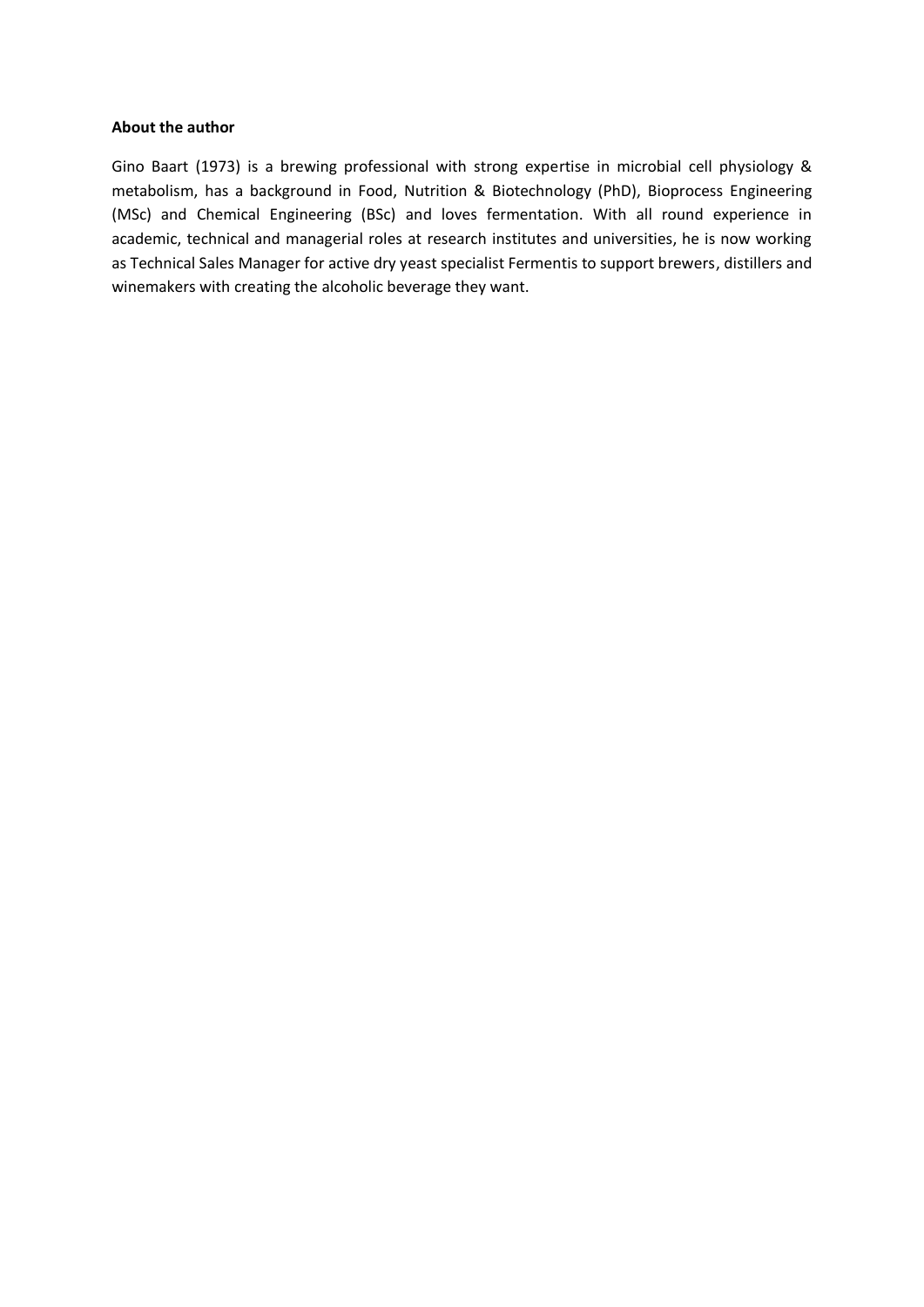**About the author**

Gino Baart (1973) is a brewing professional with strong expertise in microbial cell physiology & metabolism, has a background in Food, Nutrition & Biotechnology (PhD), Bioprocess Engineering (MSc) and Chemical Engineering (BSc) and loves fermentation. With all round experience in academic, technical and managerial roles at research institutes and universities, he is now working as Technical Sales Manager for active dry yeast specialist Fermentis to support brewers, distillers and winemakers with creating the alcoholic beverage they want.